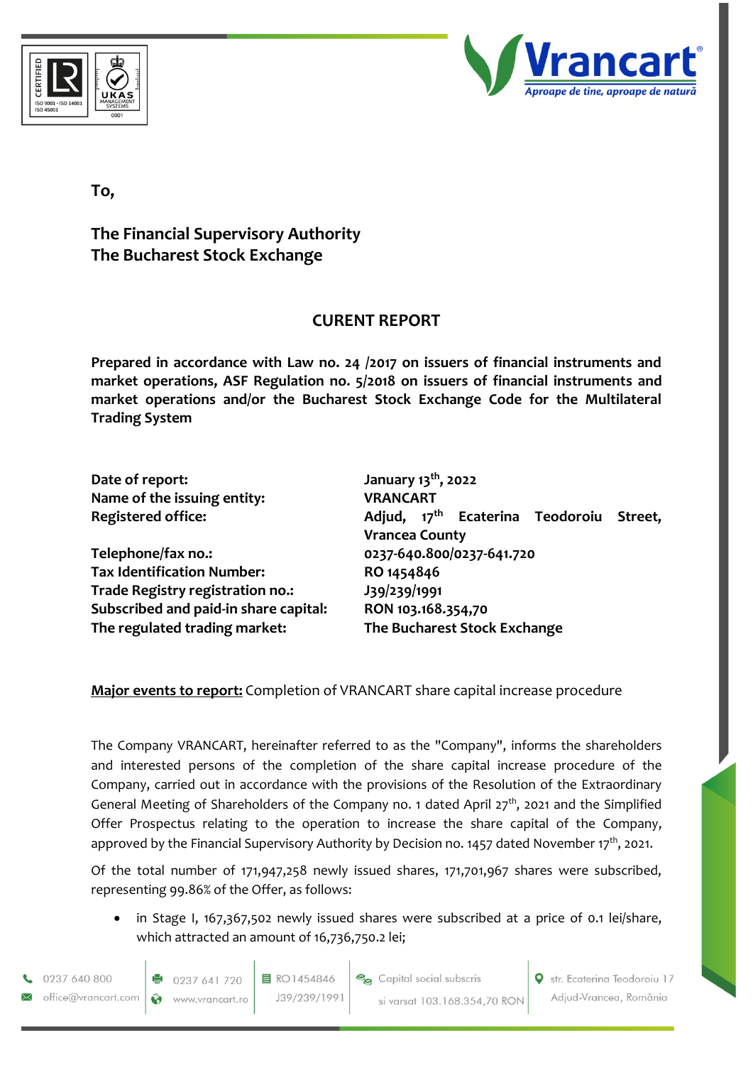To,

**The Financial Supervisory Authority**
**The Bucharest Stock Exchange**

## CURENT REPORT

**Prepared in accordance with Law no. 24 /2017 on issuers of financial instruments and market operations, ASF Regulation no. 5/2018 on issuers of financial instruments and market operations and/or the Bucharest Stock Exchange Code for the Multilateral Trading System**

| | |
|---|---|
| **Date of report:** | **January 13th, 2022** |
| **Name of the issuing entity:** | **VRANCART** |
| **Registered office:** | **Adjud, 17th Ecaterina Teodoroiu Street, Vrancea County** |
| **Telephone/fax no.:** | **0237-640.800/0237-641.720** |
| **Tax Identification Number:** | **RO 1454846** |
| **Trade Registry registration no.:** | **J39/239/1991** |
| **Subscribed and paid-in share capital:** | **RON 103.168.354,70** |
| **The regulated trading market:** | **The Bucharest Stock Exchange** |

**Major events to report:** Completion of VRANCART share capital increase procedure

The Company VRANCART, hereinafter referred to as the "Company", informs the shareholders and interested persons of the completion of the share capital increase procedure of the Company, carried out in accordance with the provisions of the Resolution of the Extraordinary General Meeting of Shareholders of the Company no. 1 dated April 27th, 2021 and the Simplified Offer Prospectus relating to the operation to increase the share capital of the Company, approved by the Financial Supervisory Authority by Decision no. 1457 dated November 17th, 2021.

Of the total number of 171,947,258 newly issued shares, 171,701,967 shares were subscribed, representing 99.86% of the Offer, as follows:

- in Stage I, 167,367,502 newly issued shares were subscribed at a price of 0.1 lei/share, which attracted an amount of 16,736,750.2 lei;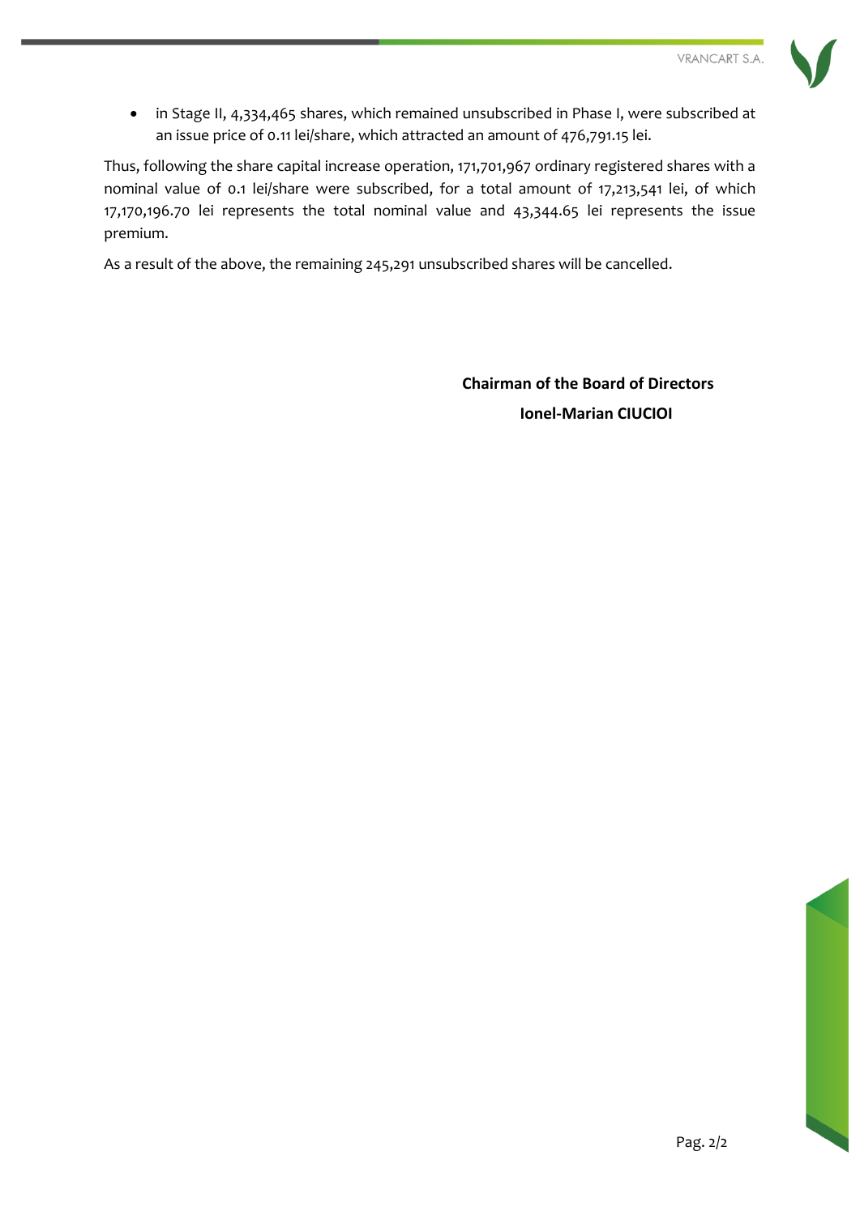- in Stage II, 4,334,465 shares, which remained unsubscribed in Phase I, were subscribed at an issue price of 0.11 lei/share, which attracted an amount of 476,791.15 lei.

Thus, following the share capital increase operation, 171,701,967 ordinary registered shares with a nominal value of 0.1 lei/share were subscribed, for a total amount of 17,213,541 lei, of which 17,170,196.70 lei represents the total nominal value and 43,344.65 lei represents the issue premium.

As a result of the above, the remaining 245,291 unsubscribed shares will be cancelled.

**Chairman of the Board of Directors**

**Ionel-Marian CIUCIOI**